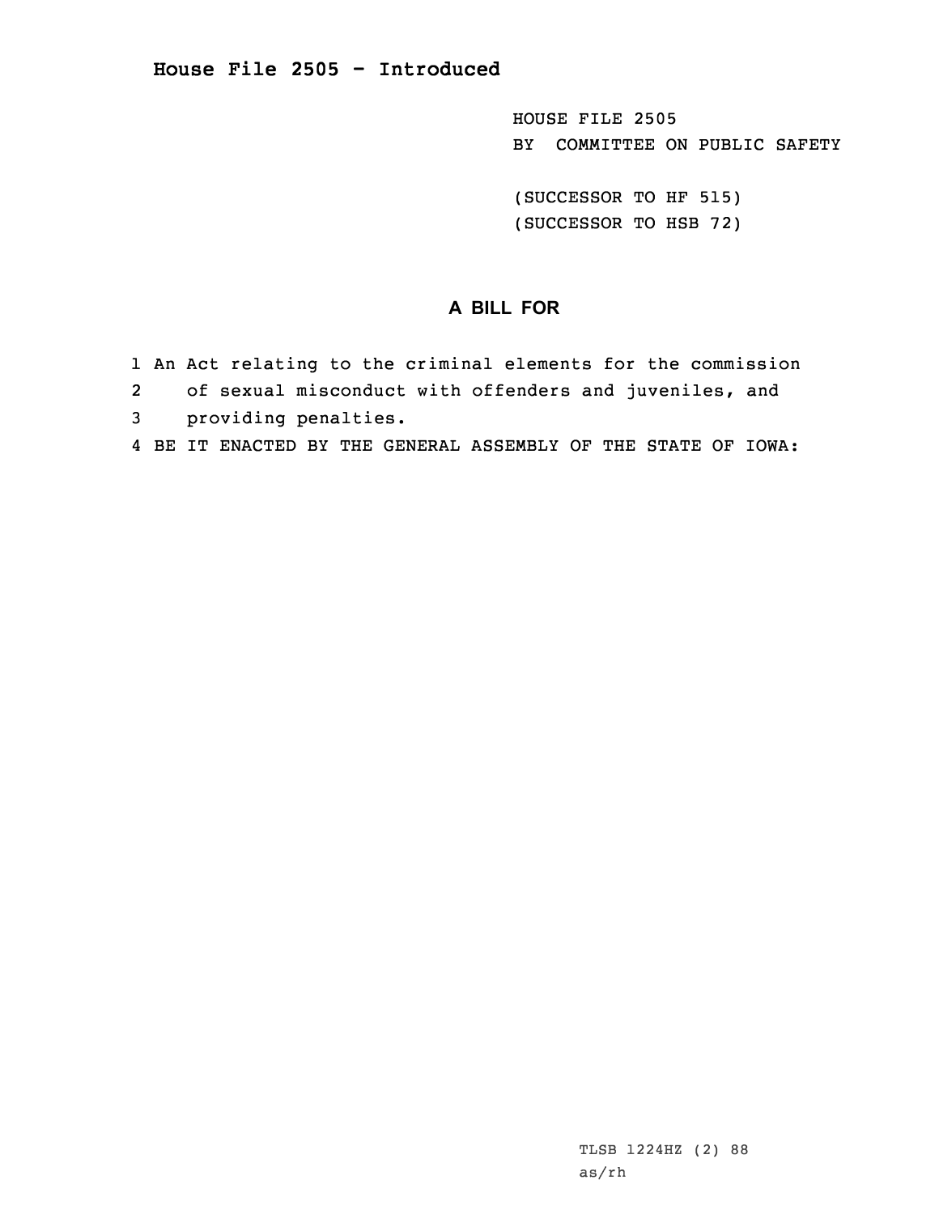# House File 2505 - Introduced

HOUSE FILE 2505
BY COMMITTEE ON PUBLIC SAFETY

(SUCCESSOR TO HF 515)
(SUCCESSOR TO HSB 72)

## A BILL FOR

1 An Act relating to the criminal elements for the commission
2 of sexual misconduct with offenders and juveniles, and
3 providing penalties.
4 BE IT ENACTED BY THE GENERAL ASSEMBLY OF THE STATE OF IOWA:

TLSB 1224HZ (2) 88
as/rh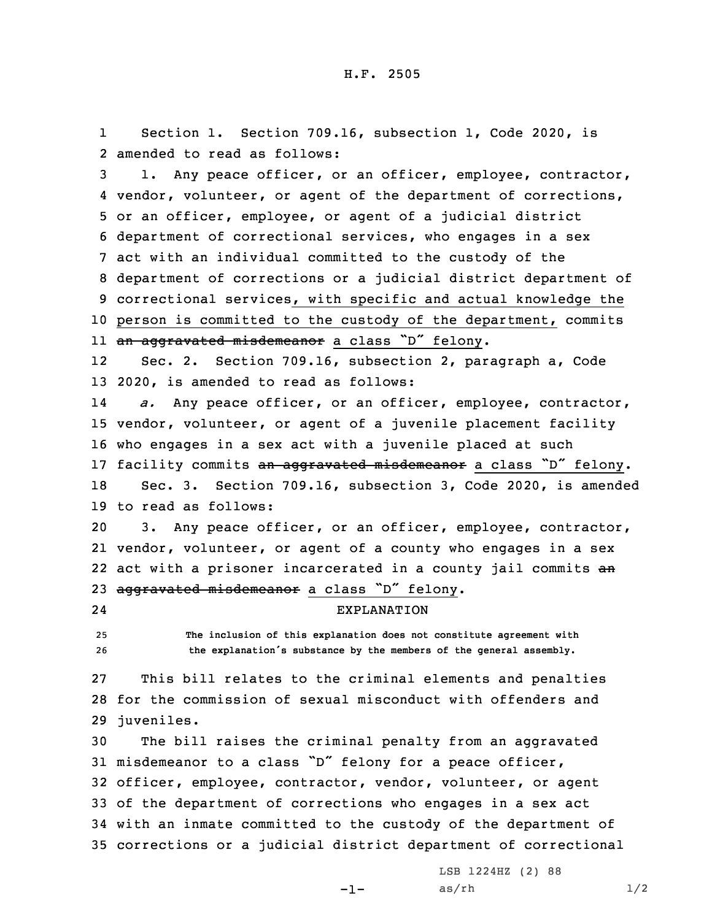Section 1. Section 709.16, subsection 1, Code 2020, is amended to read as follows:

1. Any peace officer, or an officer, employee, contractor, vendor, volunteer, or agent of the department of corrections, or an officer, employee, or agent of a judicial district department of correctional services, who engages in a sex act with an individual committed to the custody of the department of corrections or a judicial district department of correctional services, <u>with specific and actual knowledge the person is committed to the custody of the department,</u> commits ~~an aggravated misdemeanor~~ <u>a class "D" felony</u>.

Sec. 2. Section 709.16, subsection 2, paragraph a, Code 2020, is amended to read as follows:

*a.* Any peace officer, or an officer, employee, contractor, vendor, volunteer, or agent of a juvenile placement facility who engages in a sex act with a juvenile placed at such facility commits ~~an aggravated misdemeanor~~ <u>a class "D" felony</u>.

Sec. 3. Section 709.16, subsection 3, Code 2020, is amended to read as follows:

3. Any peace officer, or an officer, employee, contractor, vendor, volunteer, or agent of a county who engages in a sex act with a prisoner incarcerated in a county jail commits ~~an aggravated misdemeanor~~ <u>a class "D" felony</u>.

EXPLANATION

The inclusion of this explanation does not constitute agreement with the explanation's substance by the members of the general assembly.

This bill relates to the criminal elements and penalties for the commission of sexual misconduct with offenders and juveniles.

The bill raises the criminal penalty from an aggravated misdemeanor to a class "D" felony for a peace officer, officer, employee, contractor, vendor, volunteer, or agent of the department of corrections who engages in a sex act with an inmate committed to the custody of the department of corrections or a judicial district department of correctional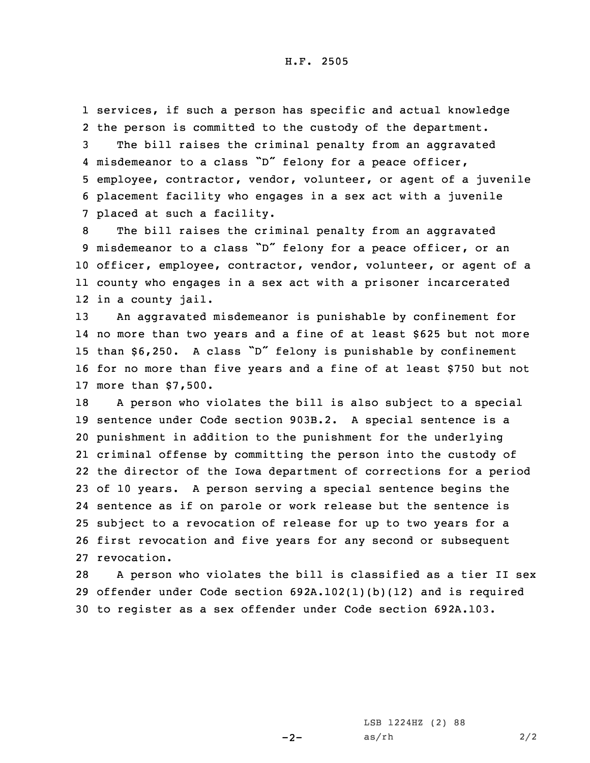services, if such a person has specific and actual knowledge the person is committed to the custody of the department.

The bill raises the criminal penalty from an aggravated misdemeanor to a class "D" felony for a peace officer, employee, contractor, vendor, volunteer, or agent of a juvenile placement facility who engages in a sex act with a juvenile placed at such a facility.

The bill raises the criminal penalty from an aggravated misdemeanor to a class "D" felony for a peace officer, or an officer, employee, contractor, vendor, volunteer, or agent of a county who engages in a sex act with a prisoner incarcerated in a county jail.

An aggravated misdemeanor is punishable by confinement for no more than two years and a fine of at least $625 but not more than $6,250. A class "D" felony is punishable by confinement for no more than five years and a fine of at least $750 but not more than $7,500.

A person who violates the bill is also subject to a special sentence under Code section 903B.2. A special sentence is a punishment in addition to the punishment for the underlying criminal offense by committing the person into the custody of the director of the Iowa department of corrections for a period of 10 years. A person serving a special sentence begins the sentence as if on parole or work release but the sentence is subject to a revocation of release for up to two years for a first revocation and five years for any second or subsequent revocation.

A person who violates the bill is classified as a tier II sex offender under Code section 692A.102(1)(b)(12) and is required to register as a sex offender under Code section 692A.103.

LSB 1224HZ (2) 88
as/rh